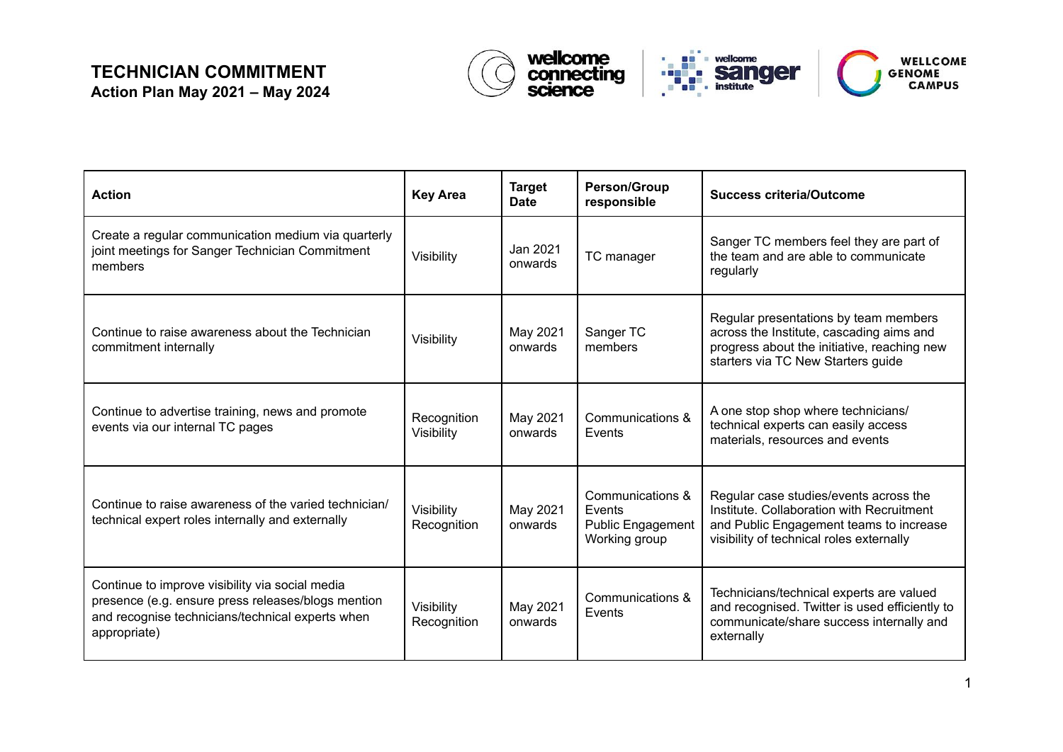# TECHNICIAN COMMITMENT

**Action Plan May 2021 – May 2024**

| Action | Key Area | Target Date | Person/Group responsible | Success criteria/Outcome |
| --- | --- | --- | --- | --- |
| Create a regular communication medium via quarterly joint meetings for Sanger Technician Commitment members | Visibility | Jan 2021 onwards | TC manager | Sanger TC members feel they are part of the team and are able to communicate regularly |
| Continue to raise awareness about the Technician commitment internally | Visibility | May 2021 onwards | Sanger TC members | Regular presentations by team members across the Institute, cascading aims and progress about the initiative, reaching new starters via TC New Starters guide |
| Continue to advertise training, news and promote events via our internal TC pages | Recognition Visibility | May 2021 onwards | Communications & Events | A one stop shop where technicians/ technical experts can easily access materials, resources and events |
| Continue to raise awareness of the varied technician/ technical expert roles internally and externally | Visibility Recognition | May 2021 onwards | Communications & Events Public Engagement Working group | Regular case studies/events across the Institute. Collaboration with Recruitment and Public Engagement teams to increase visibility of technical roles externally |
| Continue to improve visibility via social media presence (e.g. ensure press releases/blogs mention and recognise technicians/technical experts when appropriate) | Visibility Recognition | May 2021 onwards | Communications & Events | Technicians/technical experts are valued and recognised. Twitter is used efficiently to communicate/share success internally and externally |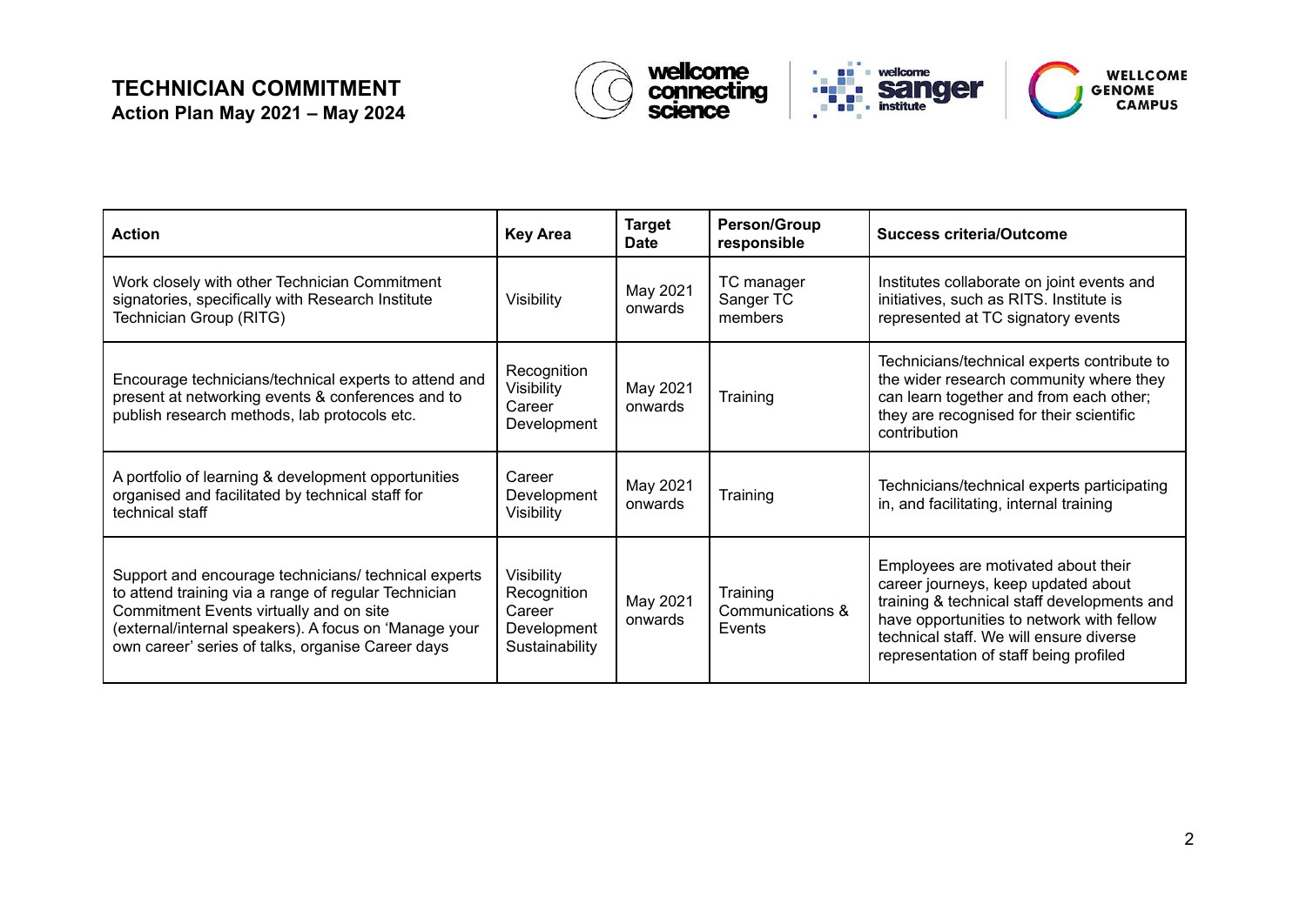| Action | Key Area | Target Date | Person/Group responsible | Success criteria/Outcome |
|---|---|---|---|---|
| Work closely with other Technician Commitment signatories, specifically with Research Institute Technician Group (RITG) | Visibility | May 2021 onwards | TC manager Sanger TC members | Institutes collaborate on joint events and initiatives, such as RITS. Institute is represented at TC signatory events |
| Encourage technicians/technical experts to attend and present at networking events & conferences and to publish research methods, lab protocols etc. | Recognition Visibility Career Development | May 2021 onwards | Training | Technicians/technical experts contribute to the wider research community where they can learn together and from each other; they are recognised for their scientific contribution |
| A portfolio of learning & development opportunities organised and facilitated by technical staff for technical staff | Career Development Visibility | May 2021 onwards | Training | Technicians/technical experts participating in, and facilitating, internal training |
| Support and encourage technicians/ technical experts to attend training via a range of regular Technician Commitment Events virtually and on site (external/internal speakers). A focus on 'Manage your own career' series of talks, organise Career days | Visibility Recognition Career Development Sustainability | May 2021 onwards | Training Communications & Events | Employees are motivated about their career journeys, keep updated about training & technical staff developments and have opportunities to network with fellow technical staff. We will ensure diverse representation of staff being profiled |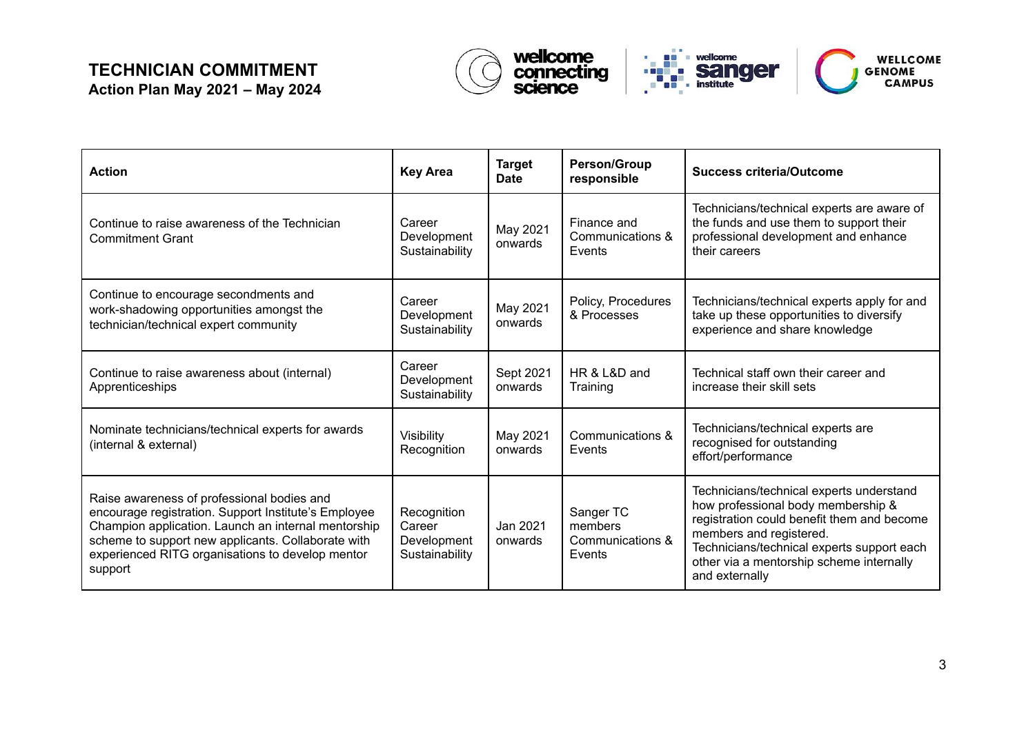# TECHNICIAN COMMITMENT

## Action Plan May 2021 – May 2024

| Action | Key Area | Target Date | Person/Group responsible | Success criteria/Outcome |
|---|---|---|---|---|
| Continue to raise awareness of the Technician Commitment Grant | Career Development Sustainability | May 2021 onwards | Finance and Communications & Events | Technicians/technical experts are aware of the funds and use them to support their professional development and enhance their careers |
| Continue to encourage secondments and work-shadowing opportunities amongst the technician/technical expert community | Career Development Sustainability | May 2021 onwards | Policy, Procedures & Processes | Technicians/technical experts apply for and take up these opportunities to diversify experience and share knowledge |
| Continue to raise awareness about (internal) Apprenticeships | Career Development Sustainability | Sept 2021 onwards | HR & L&D and Training | Technical staff own their career and increase their skill sets |
| Nominate technicians/technical experts for awards (internal & external) | Visibility Recognition | May 2021 onwards | Communications & Events | Technicians/technical experts are recognised for outstanding effort/performance |
| Raise awareness of professional bodies and encourage registration. Support Institute's Employee Champion application. Launch an internal mentorship scheme to support new applicants. Collaborate with experienced RITG organisations to develop mentor support | Recognition Career Development Sustainability | Jan 2021 onwards | Sanger TC members Communications & Events | Technicians/technical experts understand how professional body membership & registration could benefit them and become members and registered. Technicians/technical experts support each other via a mentorship scheme internally and externally |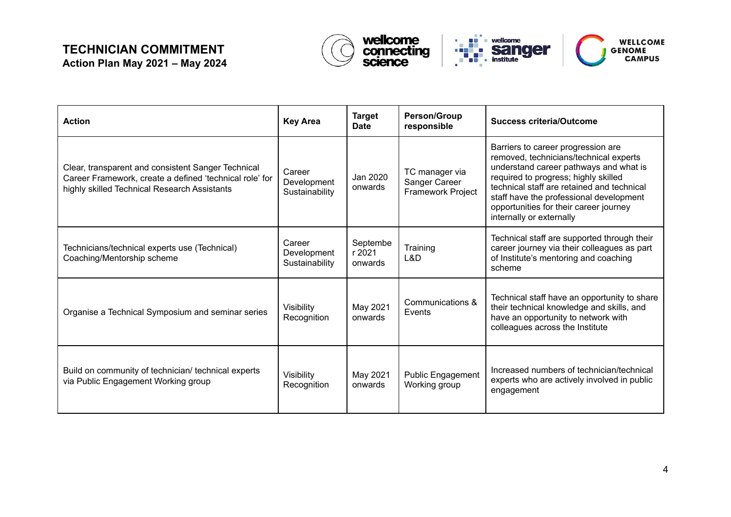# TECHNICIAN COMMITMENT

**Action Plan May 2021 – May 2024**

| Action | Key Area | Target Date | Person/Group responsible | Success criteria/Outcome |
|---|---|---|---|---|
| Clear, transparent and consistent Sanger Technical Career Framework, create a defined 'technical role' for highly skilled Technical Research Assistants | Career Development Sustainability | Jan 2020 onwards | TC manager via Sanger Career Framework Project | Barriers to career progression are removed, technicians/technical experts understand career pathways and what is required to progress; highly skilled technical staff are retained and technical staff have the professional development opportunities for their career journey internally or externally |
| Technicians/technical experts use (Technical) Coaching/Mentorship scheme | Career Development Sustainability | September 2021 onwards | Training L&D | Technical staff are supported through their career journey via their colleagues as part of Institute's mentoring and coaching scheme |
| Organise a Technical Symposium and seminar series | Visibility Recognition | May 2021 onwards | Communications & Events | Technical staff have an opportunity to share their technical knowledge and skills, and have an opportunity to network with colleagues across the Institute |
| Build on community of technician/ technical experts via Public Engagement Working group | Visibility Recognition | May 2021 onwards | Public Engagement Working group | Increased numbers of technician/technical experts who are actively involved in public engagement |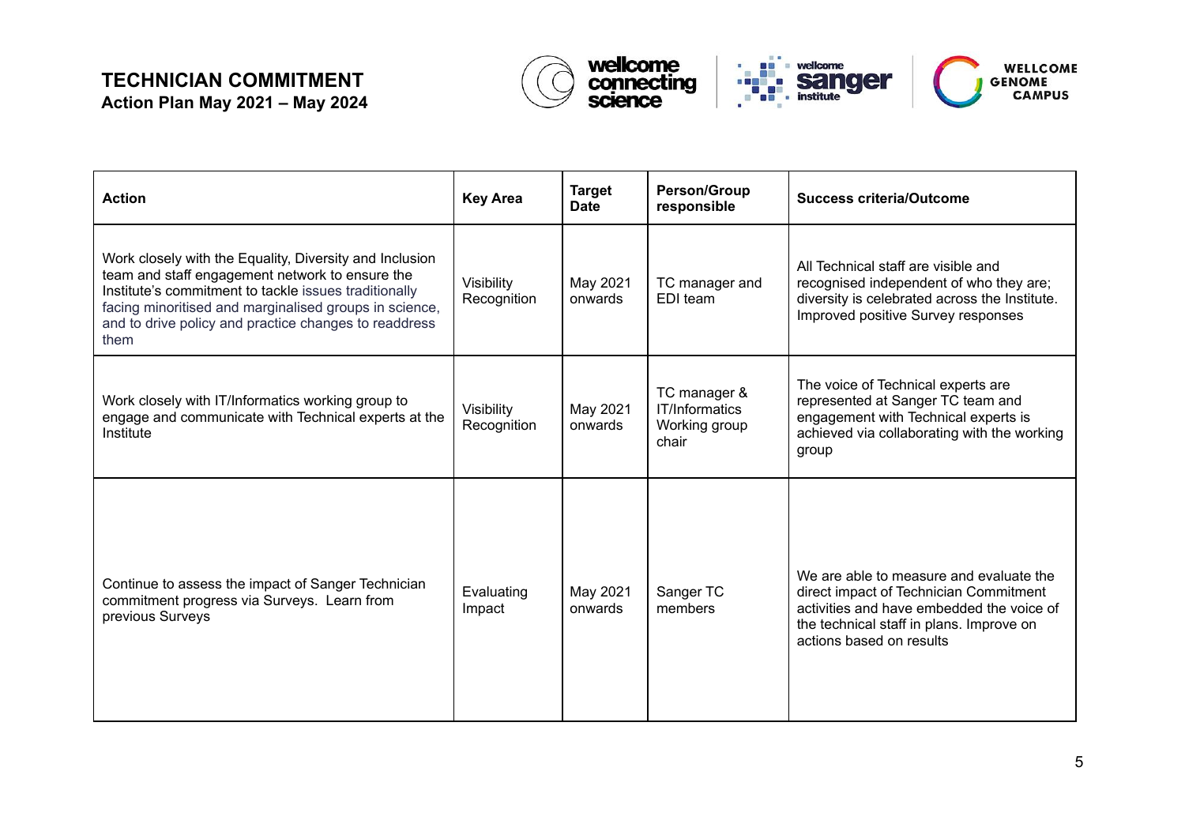# TECHNICIAN COMMITMENT

**Action Plan May 2021 – May 2024**

| Action | Key Area | Target Date | Person/Group responsible | Success criteria/Outcome |
|---|---|---|---|---|
| Work closely with the Equality, Diversity and Inclusion team and staff engagement network to ensure the Institute's commitment to tackle issues traditionally facing minoritised and marginalised groups in science, and to drive policy and practice changes to readdress them | Visibility Recognition | May 2021 onwards | TC manager and EDI team | All Technical staff are visible and recognised independent of who they are; diversity is celebrated across the Institute. Improved positive Survey responses |
| Work closely with IT/Informatics working group to engage and communicate with Technical experts at the Institute | Visibility Recognition | May 2021 onwards | TC manager & IT/Informatics Working group chair | The voice of Technical experts are represented at Sanger TC team and engagement with Technical experts is achieved via collaborating with the working group |
| Continue to assess the impact of Sanger Technician commitment progress via Surveys. Learn from previous Surveys | Evaluating Impact | May 2021 onwards | Sanger TC members | We are able to measure and evaluate the direct impact of Technician Commitment activities and have embedded the voice of the technical staff in plans. Improve on actions based on results |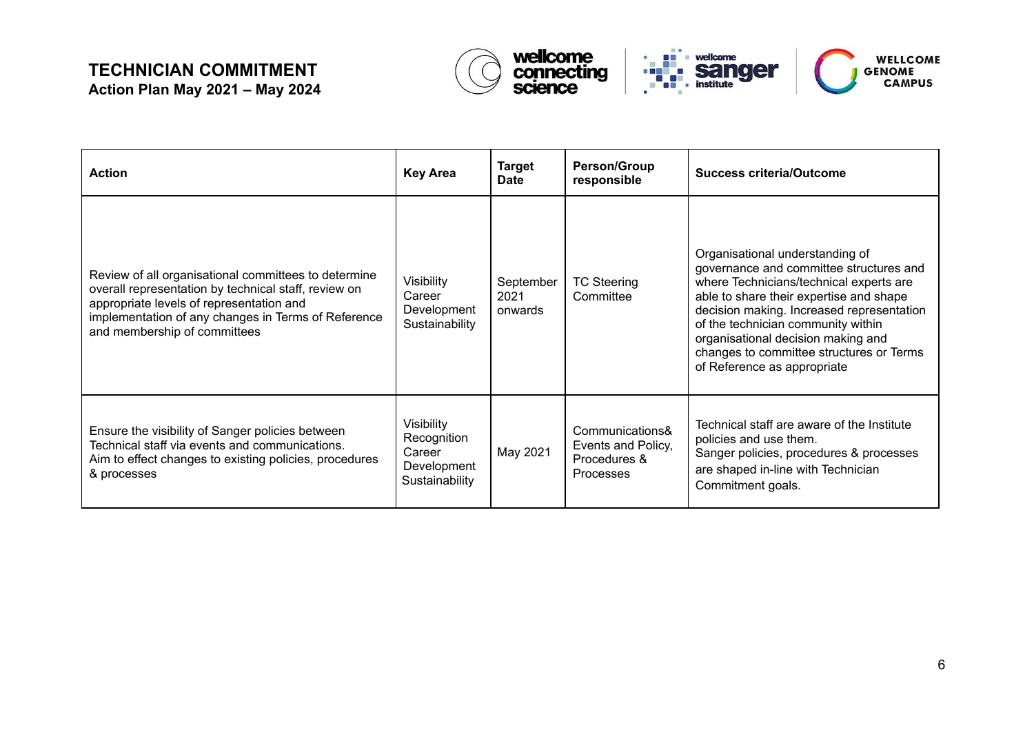| Action | Key Area | Target Date | Person/Group responsible | Success criteria/Outcome |
|---|---|---|---|---|
| Review of all organisational committees to determine overall representation by technical staff, review on appropriate levels of representation and implementation of any changes in Terms of Reference and membership of committees | Visibility Career Development Sustainability | September 2021 onwards | TC Steering Committee | Organisational understanding of governance and committee structures and where Technicians/technical experts are able to share their expertise and shape decision making. Increased representation of the technician community within organisational decision making and changes to committee structures or Terms of Reference as appropriate |
| Ensure the visibility of Sanger policies between Technical staff via events and communications. Aim to effect changes to existing policies, procedures & processes | Visibility Recognition Career Development Sustainability | May 2021 | Communications& Events and Policy, Procedures & Processes | Technical staff are aware of the Institute policies and use them. Sanger policies, procedures & processes are shaped in-line with Technician Commitment goals. |